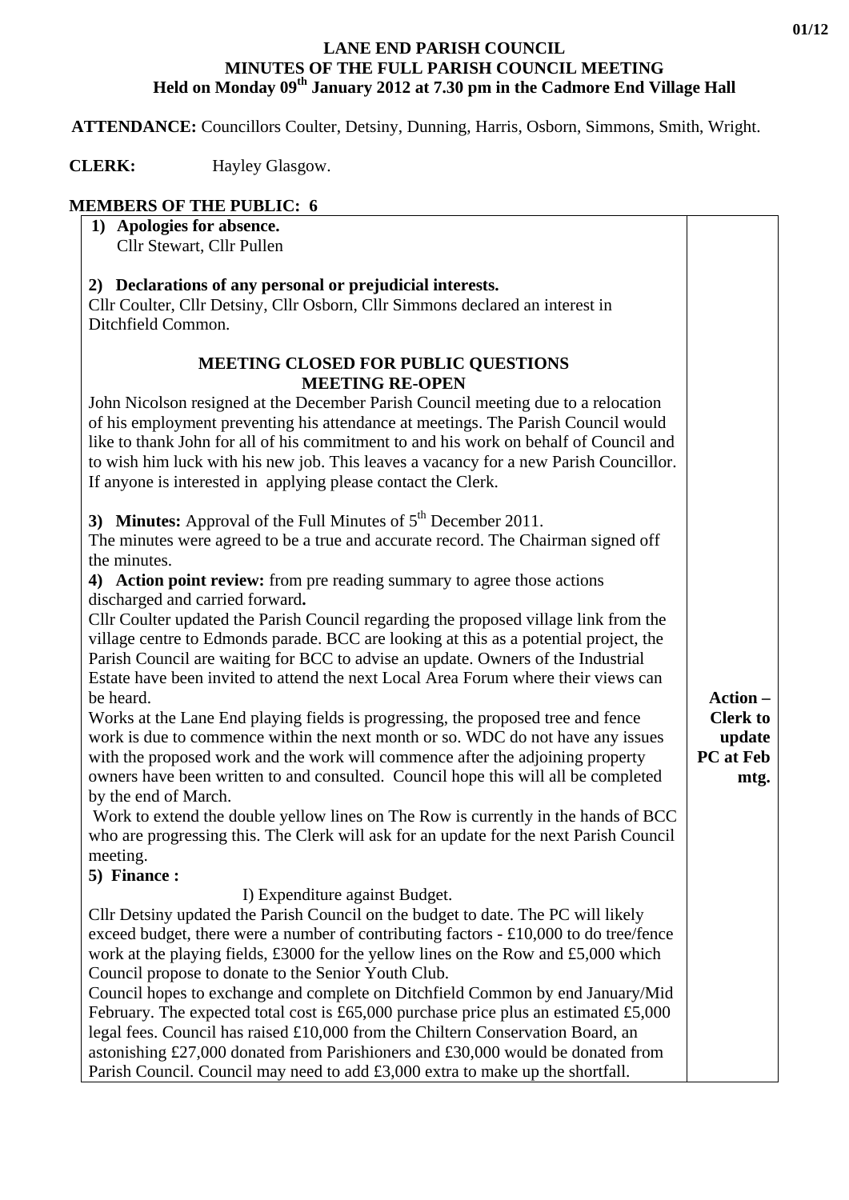# LANE END PARISH COUNCIL

## MINUTES OF THE FULL PARISH COUNCIL MEETING

### Held on Monday 09th January 2012 at 7.30 pm in the Cadmore End Village Hall

**ATTENDANCE:** Councillors Coulter, Detsiny, Dunning, Harris, Osborn, Simmons, Smith, Wright.

**CLERK:** Hayley Glasgow.

**MEMBERS OF THE PUBLIC: 6**

**1) Apologies for absence.**
Cllr Stewart, Cllr Pullen

**2) Declarations of any personal or prejudicial interests.**
Cllr Coulter, Cllr Detsiny, Cllr Osborn, Cllr Simmons declared an interest in Ditchfield Common.

**MEETING CLOSED FOR PUBLIC QUESTIONS**
**MEETING RE-OPEN**

John Nicolson resigned at the December Parish Council meeting due to a relocation of his employment preventing his attendance at meetings. The Parish Council would like to thank John for all of his commitment to and his work on behalf of Council and to wish him luck with his new job. This leaves a vacancy for a new Parish Councillor. If anyone is interested in applying please contact the Clerk.

**3) Minutes:** Approval of the Full Minutes of 5th December 2011.
The minutes were agreed to be a true and accurate record. The Chairman signed off the minutes.

**4) Action point review:** from pre reading summary to agree those actions discharged and carried forward**.**

Cllr Coulter updated the Parish Council regarding the proposed village link from the village centre to Edmonds parade. BCC are looking at this as a potential project, the Parish Council are waiting for BCC to advise an update. Owners of the Industrial Estate have been invited to attend the next Local Area Forum where their views can be heard.

Works at the Lane End playing fields is progressing, the proposed tree and fence work is due to commence within the next month or so. WDC do not have any issues with the proposed work and the work will commence after the adjoining property owners have been written to and consulted. Council hope this will all be completed by the end of March.

Work to extend the double yellow lines on The Row is currently in the hands of BCC who are progressing this. The Clerk will ask for an update for the next Parish Council meeting.

**Action – Clerk to update PC at Feb mtg.**

**5) Finance :**

I) Expenditure against Budget.

Cllr Detsiny updated the Parish Council on the budget to date. The PC will likely exceed budget, there were a number of contributing factors - £10,000 to do tree/fence work at the playing fields, £3000 for the yellow lines on the Row and £5,000 which Council propose to donate to the Senior Youth Club.

Council hopes to exchange and complete on Ditchfield Common by end January/Mid February. The expected total cost is £65,000 purchase price plus an estimated £5,000 legal fees. Council has raised £10,000 from the Chiltern Conservation Board, an astonishing £27,000 donated from Parishioners and £30,000 would be donated from Parish Council. Council may need to add £3,000 extra to make up the shortfall.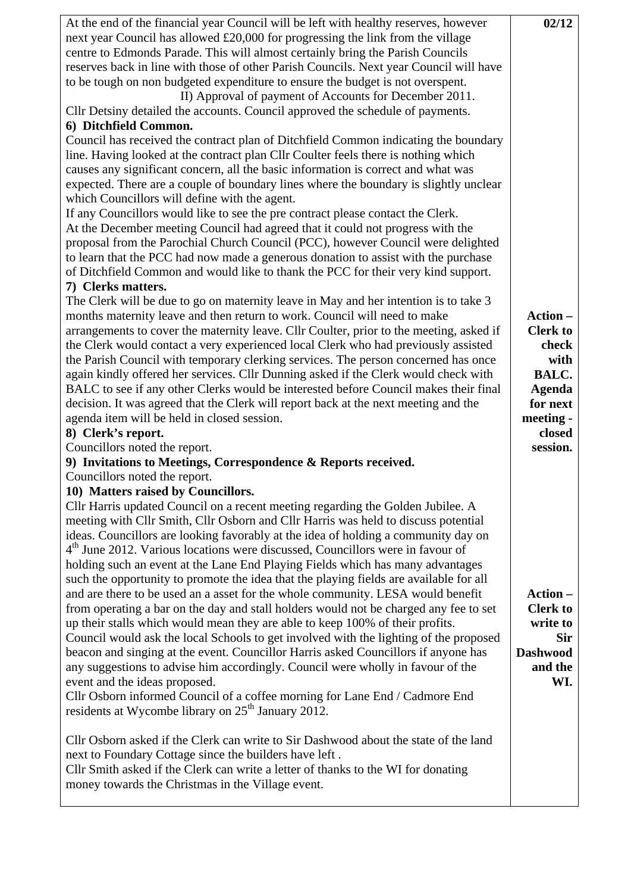| | 02/12 |
|---|---|
| At the end of the financial year Council will be left with healthy reserves, however next year Council has allowed £20,000 for progressing the link from the village centre to Edmonds Parade. This will almost certainly bring the Parish Councils reserves back in line with those of other Parish Councils. Next year Council will have to be tough on non budgeted expenditure to ensure the budget is not overspent.<br>II) Approval of payment of Accounts for December 2011.<br>Cllr Detsiny detailed the accounts. Council approved the schedule of payments.<br>**6) Ditchfield Common.**<br>Council has received the contract plan of Ditchfield Common indicating the boundary line. Having looked at the contract plan Cllr Coulter feels there is nothing which causes any significant concern, all the basic information is correct and what was expected. There are a couple of boundary lines where the boundary is slightly unclear which Councillors will define with the agent.<br>If any Councillors would like to see the pre contract please contact the Clerk.<br>At the December meeting Council had agreed that it could not progress with the proposal from the Parochial Church Council (PCC), however Council were delighted to learn that the PCC had now made a generous donation to assist with the purchase of Ditchfield Common and would like to thank the PCC for their very kind support.<br>**7) Clerks matters.**<br>The Clerk will be due to go on maternity leave in May and her intention is to take 3 months maternity leave and then return to work. Council will need to make arrangements to cover the maternity leave. Cllr Coulter, prior to the meeting, asked if the Clerk would contact a very experienced local Clerk who had previously assisted the Parish Council with temporary clerking services. The person concerned has once again kindly offered her services. Cllr Dunning asked if the Clerk would check with BALC to see if any other Clerks would be interested before Council makes their final decision. It was agreed that the Clerk will report back at the next meeting and the agenda item will be held in closed session.<br>**8) Clerk's report.**<br>Councillors noted the report.<br>**9) Invitations to Meetings, Correspondence & Reports received.**<br>Councillors noted the report. | **Action – Clerk to check with BALC. Agenda for next meeting - closed session.** |
| **10) Matters raised by Councillors.**<br>Cllr Harris updated Council on a recent meeting regarding the Golden Jubilee. A meeting with Cllr Smith, Cllr Osborn and Cllr Harris was held to discuss potential ideas. Councillors are looking favorably at the idea of holding a community day on 4th June 2012. Various locations were discussed, Councillors were in favour of holding such an event at the Lane End Playing Fields which has many advantages such the opportunity to promote the idea that the playing fields are available for all and are there to be used an a asset for the whole community. LESA would benefit from operating a bar on the day and stall holders would not be charged any fee to set up their stalls which would mean they are able to keep 100% of their profits. Council would ask the local Schools to get involved with the lighting of the proposed beacon and singing at the event. Councillor Harris asked Councillors if anyone has any suggestions to advise him accordingly. Council were wholly in favour of the event and the ideas proposed.<br>Cllr Osborn informed Council of a coffee morning for Lane End / Cadmore End residents at Wycombe library on 25th January 2012.<br><br>Cllr Osborn asked if the Clerk can write to Sir Dashwood about the state of the land next to Foundary Cottage since the builders have left .<br>Cllr Smith asked if the Clerk can write a letter of thanks to the WI for donating money towards the Christmas in the Village event. | **Action – Clerk to write to Sir Dashwood and the WI.** |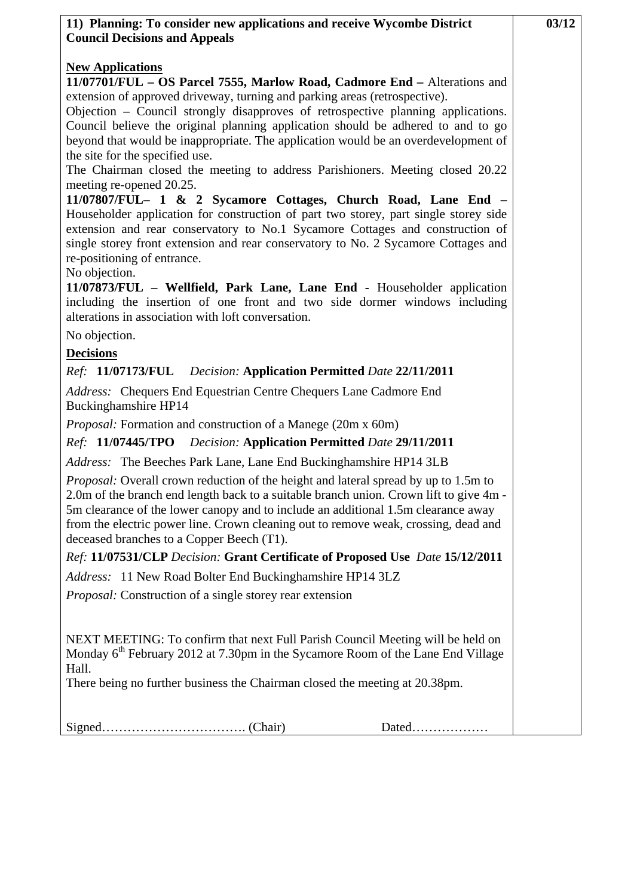**11) Planning: To consider new applications and receive Wycombe District Council Decisions and Appeals**

**03/12**

**New Applications**

**11/07701/FUL – OS Parcel 7555, Marlow Road, Cadmore End –** Alterations and extension of approved driveway, turning and parking areas (retrospective).

Objection – Council strongly disapproves of retrospective planning applications. Council believe the original planning application should be adhered to and to go beyond that would be inappropriate. The application would be an overdevelopment of the site for the specified use.

The Chairman closed the meeting to address Parishioners. Meeting closed 20.22 meeting re-opened 20.25.

**11/07807/FUL– 1 & 2 Sycamore Cottages, Church Road, Lane End –** Householder application for construction of part two storey, part single storey side extension and rear conservatory to No.1 Sycamore Cottages and construction of single storey front extension and rear conservatory to No. 2 Sycamore Cottages and re-positioning of entrance.

No objection.

**11/07873/FUL – Wellfield, Park Lane, Lane End -** Householder application including the insertion of one front and two side dormer windows including alterations in association with loft conversation.

No objection.

**Decisions**

*Ref:* **11/07173/FUL** *Decision:* **Application Permitted** *Date* **22/11/2011**

*Address:* Chequers End Equestrian Centre Chequers Lane Cadmore End Buckinghamshire HP14

*Proposal:* Formation and construction of a Manege (20m x 60m)

*Ref:* **11/07445/TPO** *Decision:* **Application Permitted** *Date* **29/11/2011**

*Address:* The Beeches Park Lane, Lane End Buckinghamshire HP14 3LB

*Proposal:* Overall crown reduction of the height and lateral spread by up to 1.5m to 2.0m of the branch end length back to a suitable branch union. Crown lift to give 4m - 5m clearance of the lower canopy and to include an additional 1.5m clearance away from the electric power line. Crown cleaning out to remove weak, crossing, dead and deceased branches to a Copper Beech (T1).

*Ref:* **11/07531/CLP** *Decision:* **Grant Certificate of Proposed Use** *Date* **15/12/2011**

*Address:* 11 New Road Bolter End Buckinghamshire HP14 3LZ

*Proposal:* Construction of a single storey rear extension

NEXT MEETING: To confirm that next Full Parish Council Meeting will be held on Monday 6th February 2012 at 7.30pm in the Sycamore Room of the Lane End Village Hall.

There being no further business the Chairman closed the meeting at 20.38pm.

Signed……………………………. (Chair) Dated………………